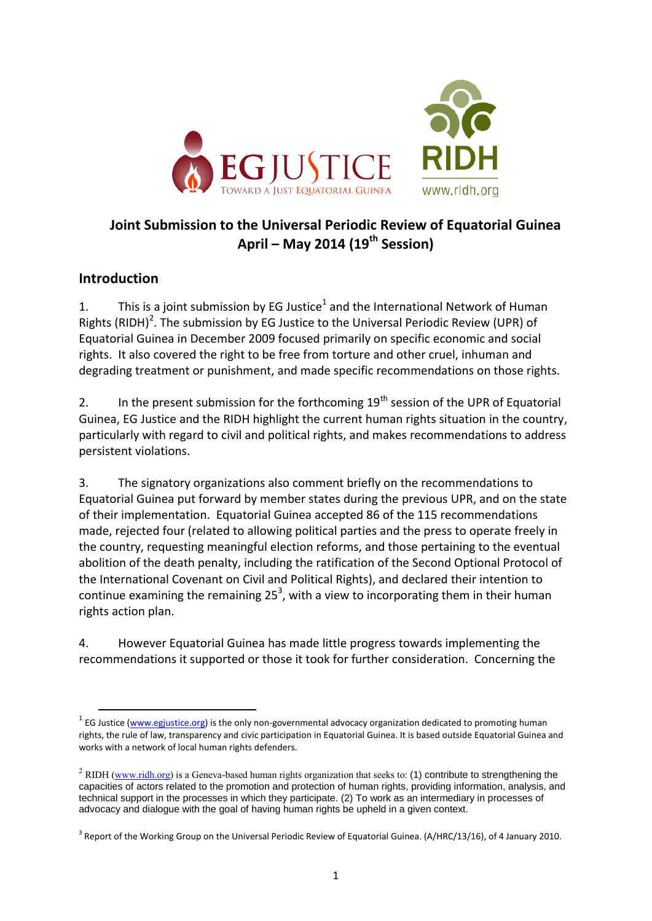# Joint Submission to the Universal Periodic Review of Equatorial Guinea April – May 2014 (19th Session)

## Introduction

1. This is a joint submission by EG Justice[1] and the International Network of Human Rights (RIDH)[2]. The submission by EG Justice to the Universal Periodic Review (UPR) of Equatorial Guinea in December 2009 focused primarily on specific economic and social rights. It also covered the right to be free from torture and other cruel, inhuman and degrading treatment or punishment, and made specific recommendations on those rights.

2. In the present submission for the forthcoming 19th session of the UPR of Equatorial Guinea, EG Justice and the RIDH highlight the current human rights situation in the country, particularly with regard to civil and political rights, and makes recommendations to address persistent violations.

3. The signatory organizations also comment briefly on the recommendations to Equatorial Guinea put forward by member states during the previous UPR, and on the state of their implementation. Equatorial Guinea accepted 86 of the 115 recommendations made, rejected four (related to allowing political parties and the press to operate freely in the country, requesting meaningful election reforms, and those pertaining to the eventual abolition of the death penalty, including the ratification of the Second Optional Protocol of the International Covenant on Civil and Political Rights), and declared their intention to continue examining the remaining 25[3], with a view to incorporating them in their human rights action plan.

4. However Equatorial Guinea has made little progress towards implementing the recommendations it supported or those it took for further consideration. Concerning the

---

[1] EG Justice (www.egjustice.org) is the only non-governmental advocacy organization dedicated to promoting human rights, the rule of law, transparency and civic participation in Equatorial Guinea. It is based outside Equatorial Guinea and works with a network of local human rights defenders.

[2] RIDH (www.ridh.org) is a Geneva-based human rights organization that seeks to: (1) contribute to strengthening the capacities of actors related to the promotion and protection of human rights, providing information, analysis, and technical support in the processes in which they participate. (2) To work as an intermediary in processes of advocacy and dialogue with the goal of having human rights be upheld in a given context.

[3] Report of the Working Group on the Universal Periodic Review of Equatorial Guinea. (A/HRC/13/16), of 4 January 2010.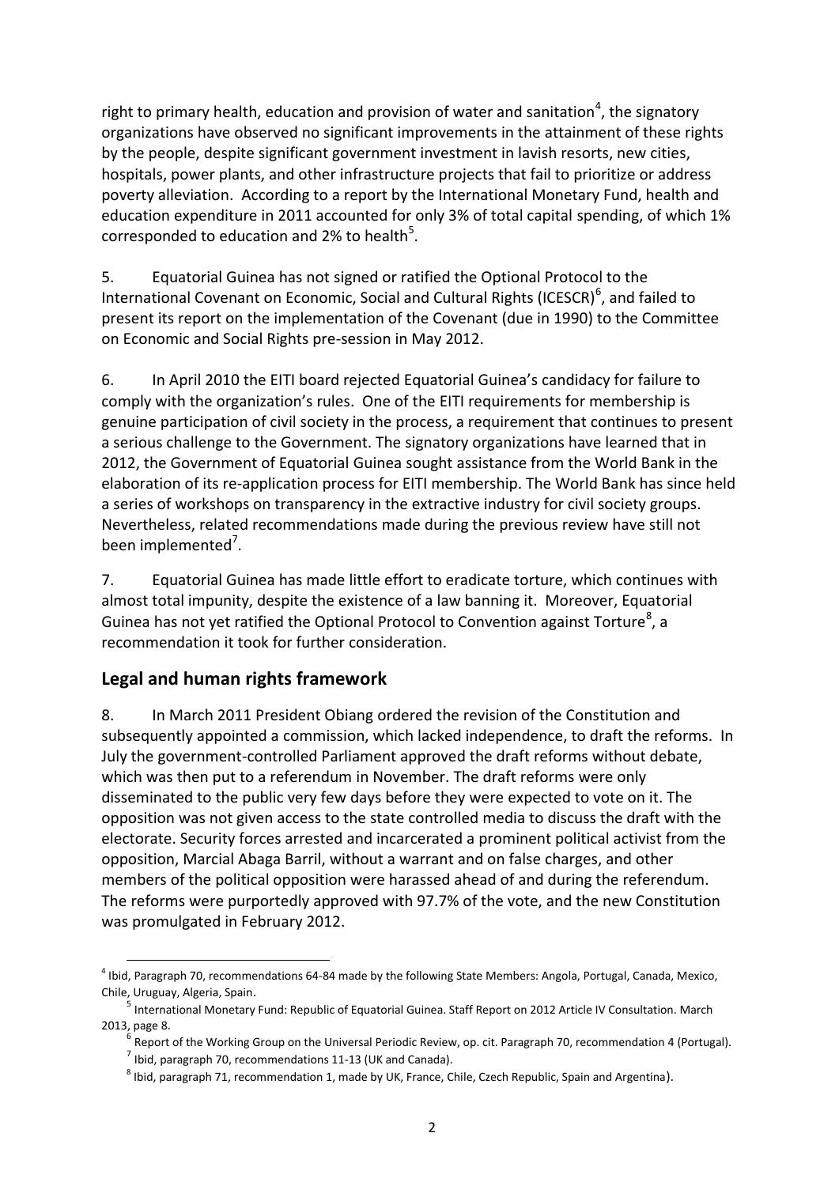right to primary health, education and provision of water and sanitation[4], the signatory organizations have observed no significant improvements in the attainment of these rights by the people, despite significant government investment in lavish resorts, new cities, hospitals, power plants, and other infrastructure projects that fail to prioritize or address poverty alleviation. According to a report by the International Monetary Fund, health and education expenditure in 2011 accounted for only 3% of total capital spending, of which 1% corresponded to education and 2% to health[5].

5. Equatorial Guinea has not signed or ratified the Optional Protocol to the International Covenant on Economic, Social and Cultural Rights (ICESCR)[6], and failed to present its report on the implementation of the Covenant (due in 1990) to the Committee on Economic and Social Rights pre-session in May 2012.

6. In April 2010 the EITI board rejected Equatorial Guinea's candidacy for failure to comply with the organization's rules. One of the EITI requirements for membership is genuine participation of civil society in the process, a requirement that continues to present a serious challenge to the Government. The signatory organizations have learned that in 2012, the Government of Equatorial Guinea sought assistance from the World Bank in the elaboration of its re-application process for EITI membership. The World Bank has since held a series of workshops on transparency in the extractive industry for civil society groups. Nevertheless, related recommendations made during the previous review have still not been implemented[7].

7. Equatorial Guinea has made little effort to eradicate torture, which continues with almost total impunity, despite the existence of a law banning it. Moreover, Equatorial Guinea has not yet ratified the Optional Protocol to Convention against Torture[8], a recommendation it took for further consideration.

## Legal and human rights framework

8. In March 2011 President Obiang ordered the revision of the Constitution and subsequently appointed a commission, which lacked independence, to draft the reforms. In July the government-controlled Parliament approved the draft reforms without debate, which was then put to a referendum in November. The draft reforms were only disseminated to the public very few days before they were expected to vote on it. The opposition was not given access to the state controlled media to discuss the draft with the electorate. Security forces arrested and incarcerated a prominent political activist from the opposition, Marcial Abaga Barril, without a warrant and on false charges, and other members of the political opposition were harassed ahead of and during the referendum. The reforms were purportedly approved with 97.7% of the vote, and the new Constitution was promulgated in February 2012.

---

[4] Ibid, Paragraph 70, recommendations 64-84 made by the following State Members: Angola, Portugal, Canada, Mexico, Chile, Uruguay, Algeria, Spain.

[5] International Monetary Fund: Republic of Equatorial Guinea. Staff Report on 2012 Article IV Consultation. March 2013, page 8.

[6] Report of the Working Group on the Universal Periodic Review, op. cit. Paragraph 70, recommendation 4 (Portugal).

[7] Ibid, paragraph 70, recommendations 11-13 (UK and Canada).

[8] Ibid, paragraph 71, recommendation 1, made by UK, France, Chile, Czech Republic, Spain and Argentina).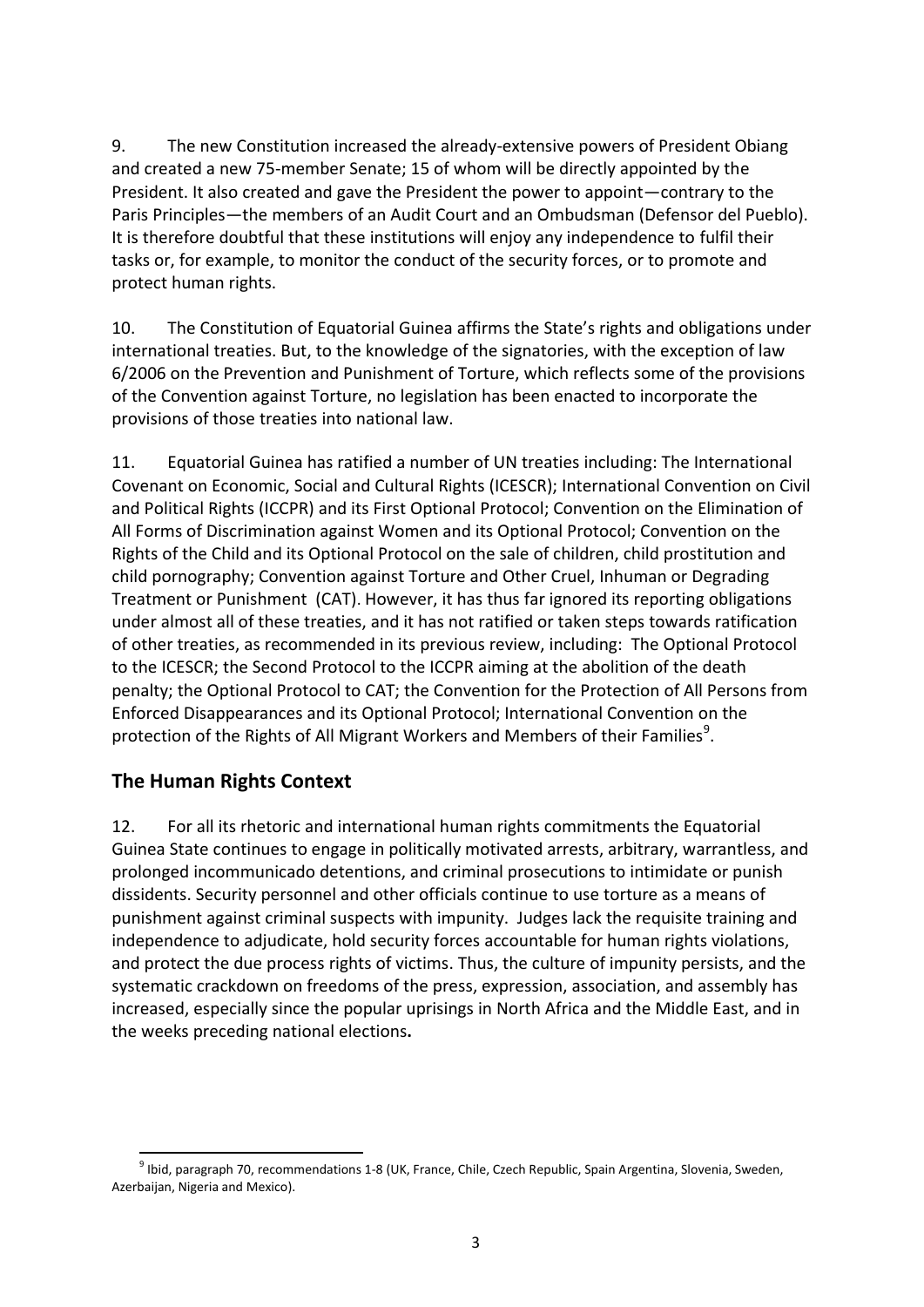9. The new Constitution increased the already-extensive powers of President Obiang and created a new 75-member Senate; 15 of whom will be directly appointed by the President. It also created and gave the President the power to appoint—contrary to the Paris Principles—the members of an Audit Court and an Ombudsman (Defensor del Pueblo). It is therefore doubtful that these institutions will enjoy any independence to fulfil their tasks or, for example, to monitor the conduct of the security forces, or to promote and protect human rights.

10. The Constitution of Equatorial Guinea affirms the State's rights and obligations under international treaties. But, to the knowledge of the signatories, with the exception of law 6/2006 on the Prevention and Punishment of Torture, which reflects some of the provisions of the Convention against Torture, no legislation has been enacted to incorporate the provisions of those treaties into national law.

11. Equatorial Guinea has ratified a number of UN treaties including: The International Covenant on Economic, Social and Cultural Rights (ICESCR); International Convention on Civil and Political Rights (ICCPR) and its First Optional Protocol; Convention on the Elimination of All Forms of Discrimination against Women and its Optional Protocol; Convention on the Rights of the Child and its Optional Protocol on the sale of children, child prostitution and child pornography; Convention against Torture and Other Cruel, Inhuman or Degrading Treatment or Punishment (CAT). However, it has thus far ignored its reporting obligations under almost all of these treaties, and it has not ratified or taken steps towards ratification of other treaties, as recommended in its previous review, including: The Optional Protocol to the ICESCR; the Second Protocol to the ICCPR aiming at the abolition of the death penalty; the Optional Protocol to CAT; the Convention for the Protection of All Persons from Enforced Disappearances and its Optional Protocol; International Convention on the protection of the Rights of All Migrant Workers and Members of their Families[9].

## The Human Rights Context

12. For all its rhetoric and international human rights commitments the Equatorial Guinea State continues to engage in politically motivated arrests, arbitrary, warrantless, and prolonged incommunicado detentions, and criminal prosecutions to intimidate or punish dissidents. Security personnel and other officials continue to use torture as a means of punishment against criminal suspects with impunity. Judges lack the requisite training and independence to adjudicate, hold security forces accountable for human rights violations, and protect the due process rights of victims. Thus, the culture of impunity persists, and the systematic crackdown on freedoms of the press, expression, association, and assembly has increased, especially since the popular uprisings in North Africa and the Middle East, and in the weeks preceding national elections**.**

---

[9] Ibid, paragraph 70, recommendations 1-8 (UK, France, Chile, Czech Republic, Spain Argentina, Slovenia, Sweden, Azerbaijan, Nigeria and Mexico).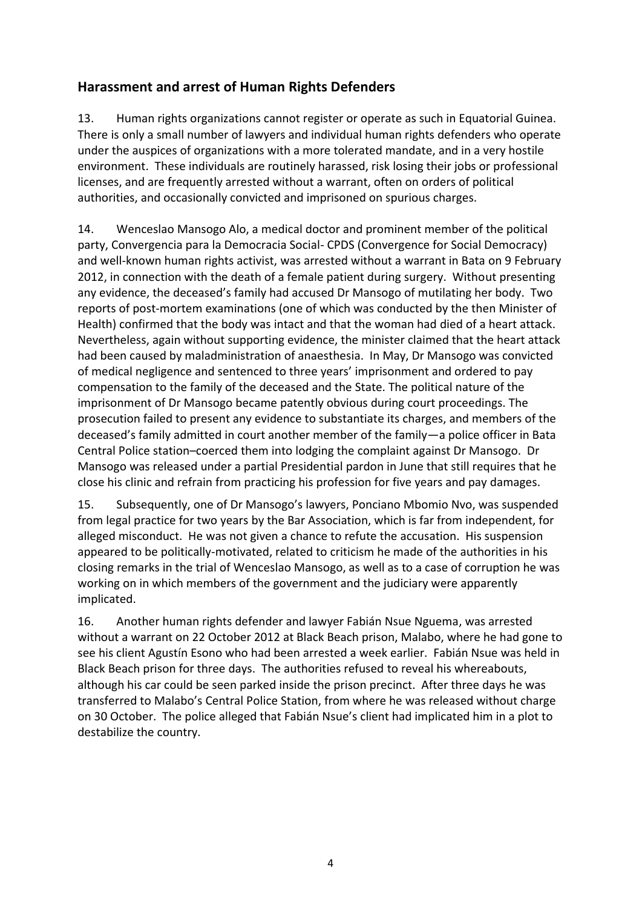## Harassment and arrest of Human Rights Defenders

13. Human rights organizations cannot register or operate as such in Equatorial Guinea. There is only a small number of lawyers and individual human rights defenders who operate under the auspices of organizations with a more tolerated mandate, and in a very hostile environment. These individuals are routinely harassed, risk losing their jobs or professional licenses, and are frequently arrested without a warrant, often on orders of political authorities, and occasionally convicted and imprisoned on spurious charges.

14. Wenceslao Mansogo Alo, a medical doctor and prominent member of the political party, Convergencia para la Democracia Social- CPDS (Convergence for Social Democracy) and well-known human rights activist, was arrested without a warrant in Bata on 9 February 2012, in connection with the death of a female patient during surgery. Without presenting any evidence, the deceased's family had accused Dr Mansogo of mutilating her body. Two reports of post-mortem examinations (one of which was conducted by the then Minister of Health) confirmed that the body was intact and that the woman had died of a heart attack. Nevertheless, again without supporting evidence, the minister claimed that the heart attack had been caused by maladministration of anaesthesia. In May, Dr Mansogo was convicted of medical negligence and sentenced to three years' imprisonment and ordered to pay compensation to the family of the deceased and the State. The political nature of the imprisonment of Dr Mansogo became patently obvious during court proceedings. The prosecution failed to present any evidence to substantiate its charges, and members of the deceased's family admitted in court another member of the family—a police officer in Bata Central Police station–coerced them into lodging the complaint against Dr Mansogo. Dr Mansogo was released under a partial Presidential pardon in June that still requires that he close his clinic and refrain from practicing his profession for five years and pay damages.

15. Subsequently, one of Dr Mansogo's lawyers, Ponciano Mbomio Nvo, was suspended from legal practice for two years by the Bar Association, which is far from independent, for alleged misconduct. He was not given a chance to refute the accusation. His suspension appeared to be politically-motivated, related to criticism he made of the authorities in his closing remarks in the trial of Wenceslao Mansogo, as well as to a case of corruption he was working on in which members of the government and the judiciary were apparently implicated.

16. Another human rights defender and lawyer Fabián Nsue Nguema, was arrested without a warrant on 22 October 2012 at Black Beach prison, Malabo, where he had gone to see his client Agustín Esono who had been arrested a week earlier. Fabián Nsue was held in Black Beach prison for three days. The authorities refused to reveal his whereabouts, although his car could be seen parked inside the prison precinct. After three days he was transferred to Malabo's Central Police Station, from where he was released without charge on 30 October. The police alleged that Fabián Nsue's client had implicated him in a plot to destabilize the country.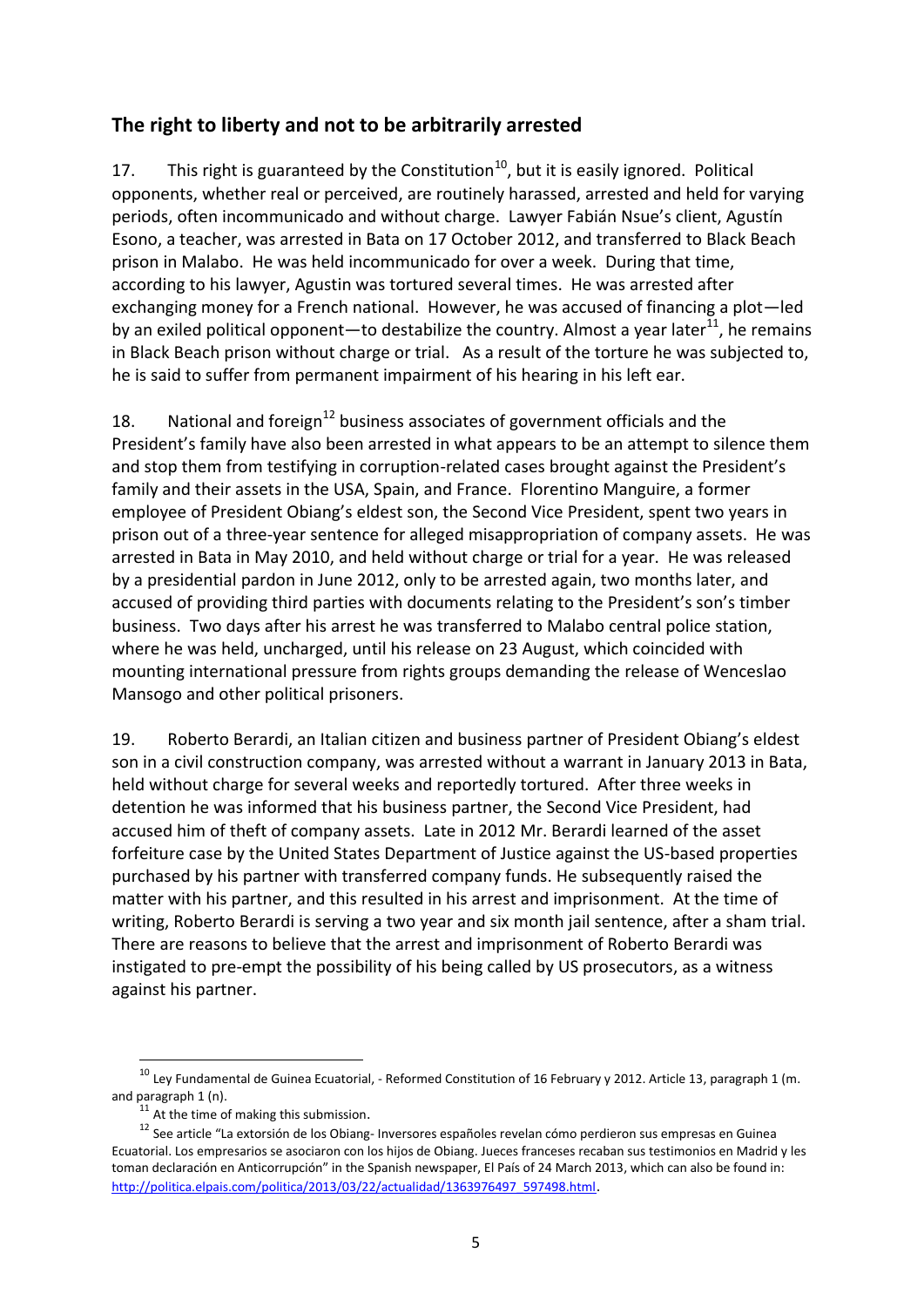## The right to liberty and not to be arbitrarily arrested

17. This right is guaranteed by the Constitution[10], but it is easily ignored. Political opponents, whether real or perceived, are routinely harassed, arrested and held for varying periods, often incommunicado and without charge. Lawyer Fabián Nsue's client, Agustín Esono, a teacher, was arrested in Bata on 17 October 2012, and transferred to Black Beach prison in Malabo. He was held incommunicado for over a week. During that time, according to his lawyer, Agustin was tortured several times. He was arrested after exchanging money for a French national. However, he was accused of financing a plot—led by an exiled political opponent—to destabilize the country. Almost a year later[11], he remains in Black Beach prison without charge or trial. As a result of the torture he was subjected to, he is said to suffer from permanent impairment of his hearing in his left ear.

18. National and foreign[12] business associates of government officials and the President's family have also been arrested in what appears to be an attempt to silence them and stop them from testifying in corruption-related cases brought against the President's family and their assets in the USA, Spain, and France. Florentino Manguire, a former employee of President Obiang's eldest son, the Second Vice President, spent two years in prison out of a three-year sentence for alleged misappropriation of company assets. He was arrested in Bata in May 2010, and held without charge or trial for a year. He was released by a presidential pardon in June 2012, only to be arrested again, two months later, and accused of providing third parties with documents relating to the President's son's timber business. Two days after his arrest he was transferred to Malabo central police station, where he was held, uncharged, until his release on 23 August, which coincided with mounting international pressure from rights groups demanding the release of Wenceslao Mansogo and other political prisoners.

19. Roberto Berardi, an Italian citizen and business partner of President Obiang's eldest son in a civil construction company, was arrested without a warrant in January 2013 in Bata, held without charge for several weeks and reportedly tortured. After three weeks in detention he was informed that his business partner, the Second Vice President, had accused him of theft of company assets. Late in 2012 Mr. Berardi learned of the asset forfeiture case by the United States Department of Justice against the US-based properties purchased by his partner with transferred company funds. He subsequently raised the matter with his partner, and this resulted in his arrest and imprisonment. At the time of writing, Roberto Berardi is serving a two year and six month jail sentence, after a sham trial. There are reasons to believe that the arrest and imprisonment of Roberto Berardi was instigated to pre-empt the possibility of his being called by US prosecutors, as a witness against his partner.

---

[10] Ley Fundamental de Guinea Ecuatorial, - Reformed Constitution of 16 February y 2012. Article 13, paragraph 1 (m. and paragraph 1 (n).

[11] At the time of making this submission.

[12] See article "La extorsión de los Obiang- Inversores españoles revelan cómo perdieron sus empresas en Guinea Ecuatorial. Los empresarios se asociaron con los hijos de Obiang. Jueces franceses recaban sus testimonios en Madrid y les toman declaración en Anticorrupción" in the Spanish newspaper, El País of 24 March 2013, which can also be found in: http://politica.elpais.com/politica/2013/03/22/actualidad/1363976497_597498.html.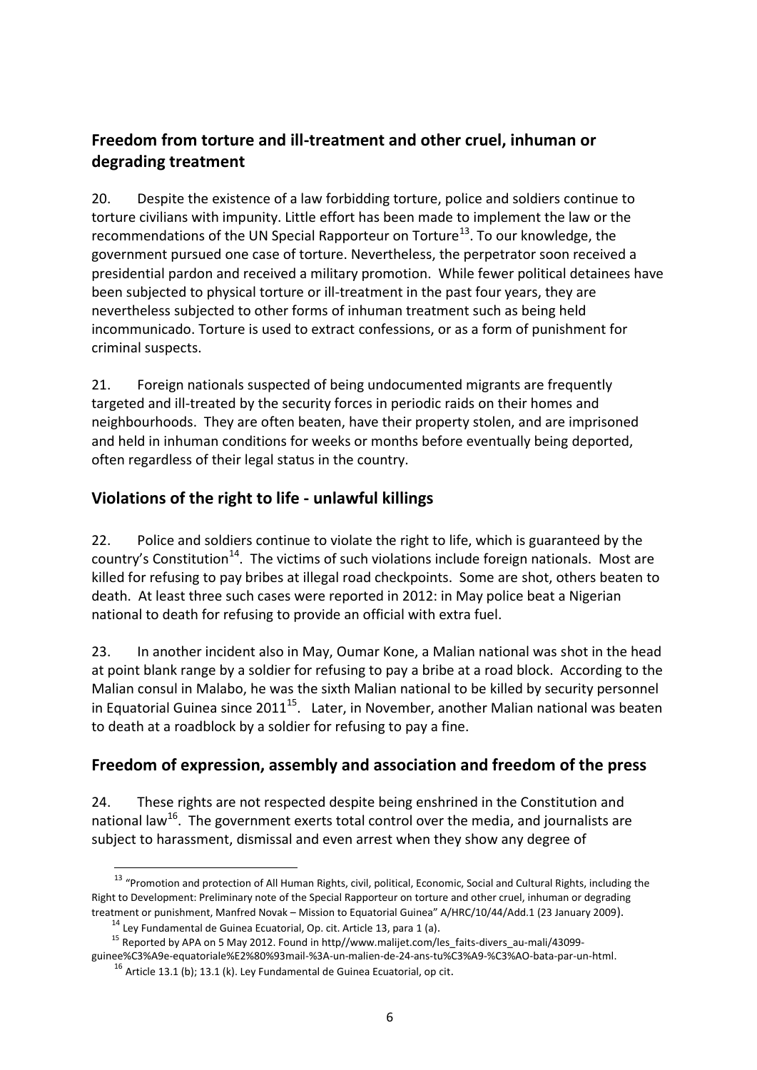## Freedom from torture and ill-treatment and other cruel, inhuman or degrading treatment

20. Despite the existence of a law forbidding torture, police and soldiers continue to torture civilians with impunity. Little effort has been made to implement the law or the recommendations of the UN Special Rapporteur on Torture[13]. To our knowledge, the government pursued one case of torture. Nevertheless, the perpetrator soon received a presidential pardon and received a military promotion. While fewer political detainees have been subjected to physical torture or ill-treatment in the past four years, they are nevertheless subjected to other forms of inhuman treatment such as being held incommunicado. Torture is used to extract confessions, or as a form of punishment for criminal suspects.

21. Foreign nationals suspected of being undocumented migrants are frequently targeted and ill-treated by the security forces in periodic raids on their homes and neighbourhoods. They are often beaten, have their property stolen, and are imprisoned and held in inhuman conditions for weeks or months before eventually being deported, often regardless of their legal status in the country.

## Violations of the right to life - unlawful killings

22. Police and soldiers continue to violate the right to life, which is guaranteed by the country's Constitution[14]. The victims of such violations include foreign nationals. Most are killed for refusing to pay bribes at illegal road checkpoints. Some are shot, others beaten to death. At least three such cases were reported in 2012: in May police beat a Nigerian national to death for refusing to provide an official with extra fuel.

23. In another incident also in May, Oumar Kone, a Malian national was shot in the head at point blank range by a soldier for refusing to pay a bribe at a road block. According to the Malian consul in Malabo, he was the sixth Malian national to be killed by security personnel in Equatorial Guinea since 2011[15]. Later, in November, another Malian national was beaten to death at a roadblock by a soldier for refusing to pay a fine.

## Freedom of expression, assembly and association and freedom of the press

24. These rights are not respected despite being enshrined in the Constitution and national law[16]. The government exerts total control over the media, and journalists are subject to harassment, dismissal and even arrest when they show any degree of

---

[13] "Promotion and protection of All Human Rights, civil, political, Economic, Social and Cultural Rights, including the Right to Development: Preliminary note of the Special Rapporteur on torture and other cruel, inhuman or degrading treatment or punishment, Manfred Novak – Mission to Equatorial Guinea" A/HRC/10/44/Add.1 (23 January 2009).

[14] Ley Fundamental de Guinea Ecuatorial, Op. cit. Article 13, para 1 (a).

[15] Reported by APA on 5 May 2012. Found in http//www.malijet.com/les_faits-divers_au-mali/43099-guinee%C3%A9e-equatoriale%E2%80%93mail-%3A-un-malien-de-24-ans-tu%C3%A9-%C3%AO-bata-par-un-html.

[16] Article 13.1 (b); 13.1 (k). Ley Fundamental de Guinea Ecuatorial, op cit.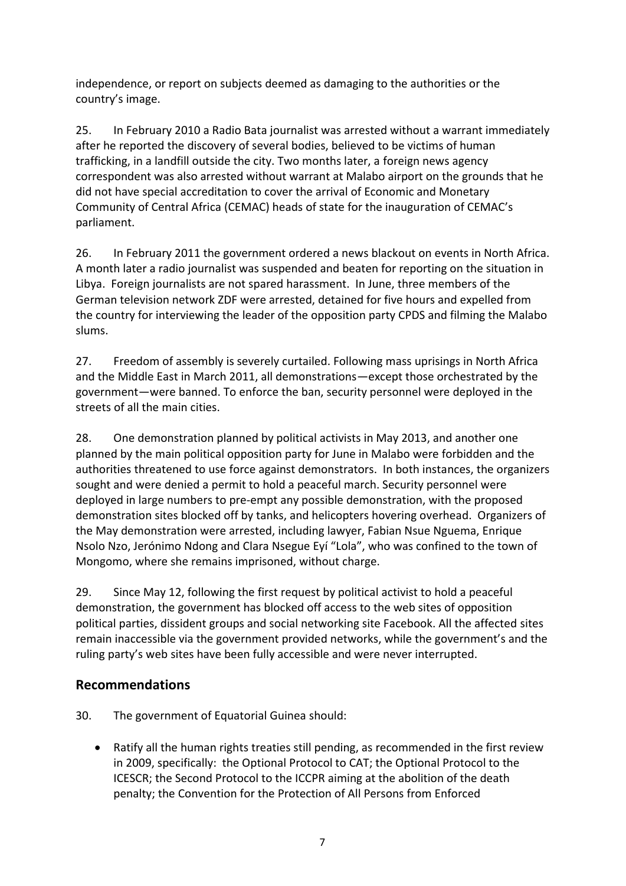independence, or report on subjects deemed as damaging to the authorities or the country's image.

25. In February 2010 a Radio Bata journalist was arrested without a warrant immediately after he reported the discovery of several bodies, believed to be victims of human trafficking, in a landfill outside the city. Two months later, a foreign news agency correspondent was also arrested without warrant at Malabo airport on the grounds that he did not have special accreditation to cover the arrival of Economic and Monetary Community of Central Africa (CEMAC) heads of state for the inauguration of CEMAC's parliament.

26. In February 2011 the government ordered a news blackout on events in North Africa. A month later a radio journalist was suspended and beaten for reporting on the situation in Libya. Foreign journalists are not spared harassment. In June, three members of the German television network ZDF were arrested, detained for five hours and expelled from the country for interviewing the leader of the opposition party CPDS and filming the Malabo slums.

27. Freedom of assembly is severely curtailed. Following mass uprisings in North Africa and the Middle East in March 2011, all demonstrations—except those orchestrated by the government—were banned. To enforce the ban, security personnel were deployed in the streets of all the main cities.

28. One demonstration planned by political activists in May 2013, and another one planned by the main political opposition party for June in Malabo were forbidden and the authorities threatened to use force against demonstrators. In both instances, the organizers sought and were denied a permit to hold a peaceful march. Security personnel were deployed in large numbers to pre-empt any possible demonstration, with the proposed demonstration sites blocked off by tanks, and helicopters hovering overhead. Organizers of the May demonstration were arrested, including lawyer, Fabian Nsue Nguema, Enrique Nsolo Nzo, Jerónimo Ndong and Clara Nsegue Eyí "Lola", who was confined to the town of Mongomo, where she remains imprisoned, without charge.

29. Since May 12, following the first request by political activist to hold a peaceful demonstration, the government has blocked off access to the web sites of opposition political parties, dissident groups and social networking site Facebook. All the affected sites remain inaccessible via the government provided networks, while the government's and the ruling party's web sites have been fully accessible and were never interrupted.

## Recommendations

30. The government of Equatorial Guinea should:

- Ratify all the human rights treaties still pending, as recommended in the first review in 2009, specifically: the Optional Protocol to CAT; the Optional Protocol to the ICESCR; the Second Protocol to the ICCPR aiming at the abolition of the death penalty; the Convention for the Protection of All Persons from Enforced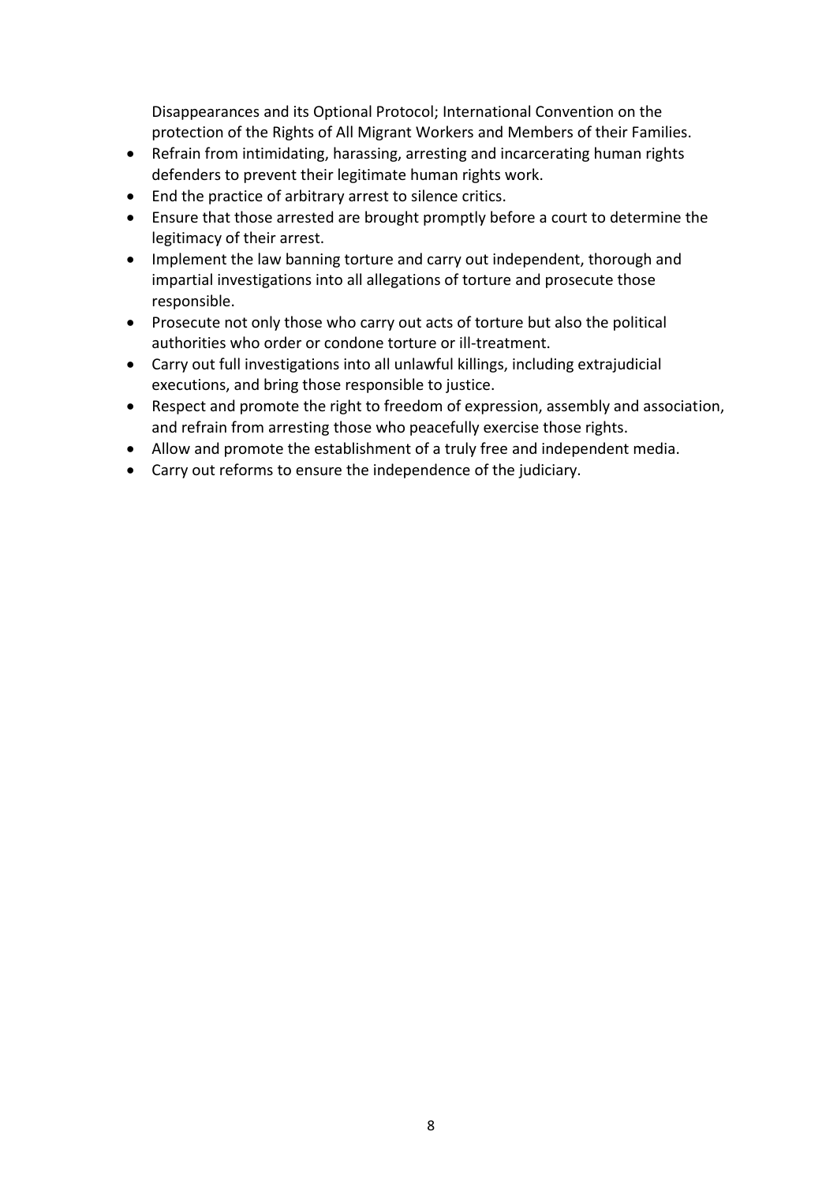Disappearances and its Optional Protocol; International Convention on the protection of the Rights of All Migrant Workers and Members of their Families.

- Refrain from intimidating, harassing, arresting and incarcerating human rights defenders to prevent their legitimate human rights work.
- End the practice of arbitrary arrest to silence critics.
- Ensure that those arrested are brought promptly before a court to determine the legitimacy of their arrest.
- Implement the law banning torture and carry out independent, thorough and impartial investigations into all allegations of torture and prosecute those responsible.
- Prosecute not only those who carry out acts of torture but also the political authorities who order or condone torture or ill-treatment.
- Carry out full investigations into all unlawful killings, including extrajudicial executions, and bring those responsible to justice.
- Respect and promote the right to freedom of expression, assembly and association, and refrain from arresting those who peacefully exercise those rights.
- Allow and promote the establishment of a truly free and independent media.
- Carry out reforms to ensure the independence of the judiciary.